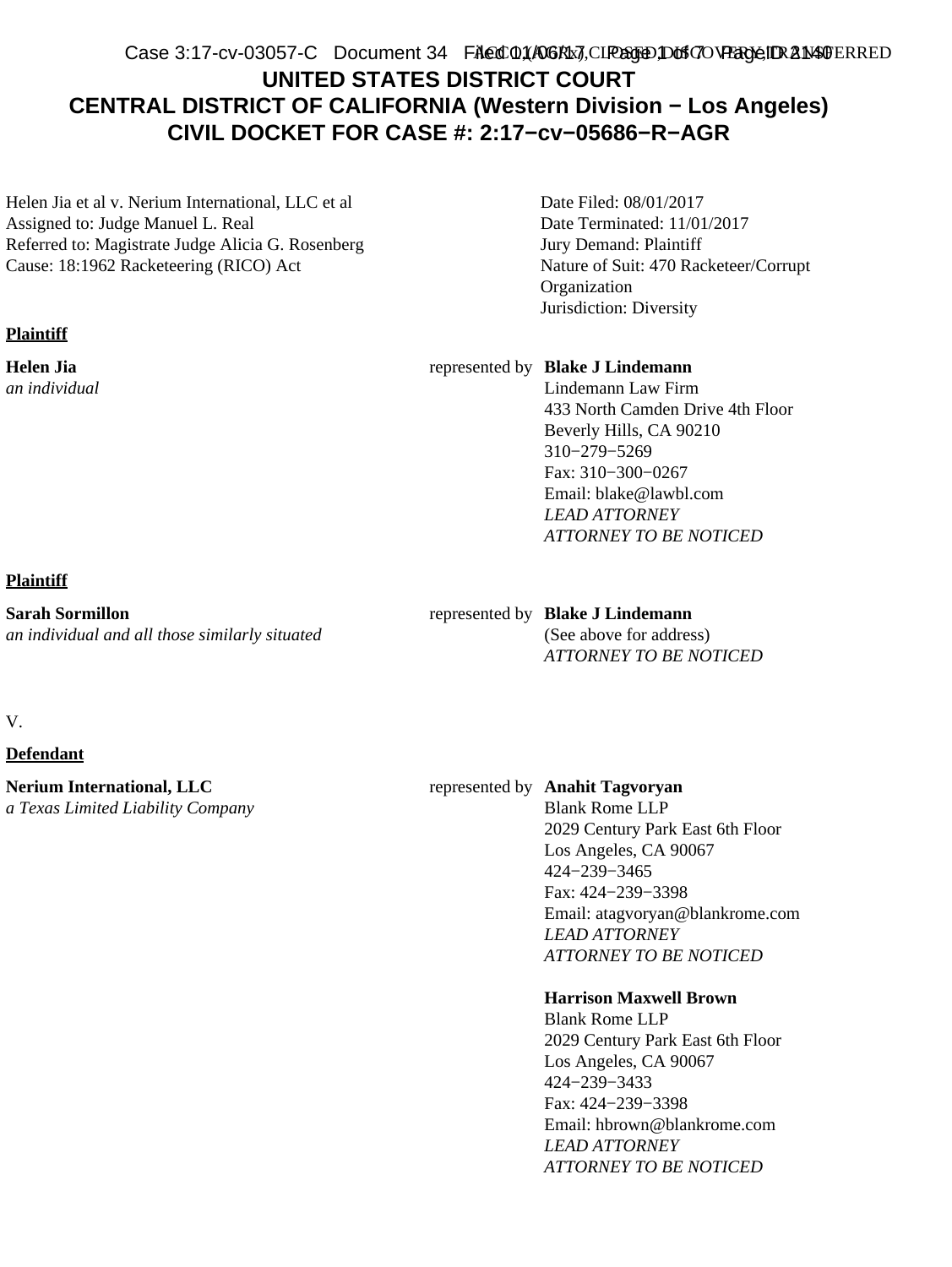# UNITED STATES DISTRICT COURT
## CENTRAL DISTRICT OF CALIFORNIA (Western Division − Los Angeles)
## CIVIL DOCKET FOR CASE #: 2:17−cv−05686−R−AGR

| | |
|---|---|
| Helen Jia et al v. Nerium International, LLC et al | Date Filed: 08/01/2017 |
| Assigned to: Judge Manuel L. Real | Date Terminated: 11/01/2017 |
| Referred to: Magistrate Judge Alicia G. Rosenberg | Jury Demand: Plaintiff |
| Cause: 18:1962 Racketeering (RICO) Act | Nature of Suit: 470 Racketeer/Corrupt Organization |
| | Jurisdiction: Diversity |

**Plaintiff**

| | | |
|---|---|---|
| **Helen Jia**<br>*an individual* | represented by | **Blake J Lindemann**<br>Lindemann Law Firm<br>433 North Camden Drive 4th Floor<br>Beverly Hills, CA 90210<br>310−279−5269<br>Fax: 310−300−0267<br>Email: blake@lawbl.com<br>*LEAD ATTORNEY*<br>*ATTORNEY TO BE NOTICED* |

**Plaintiff**

| | | |
|---|---|---|
| **Sarah Sormillon**<br>*an individual and all those similarly situated* | represented by | **Blake J Lindemann**<br>(See above for address)<br>*ATTORNEY TO BE NOTICED* |

V.

**Defendant**

| | | |
|---|---|---|
| **Nerium International, LLC**<br>*a Texas Limited Liability Company* | represented by | **Anahit Tagvoryan**<br>Blank Rome LLP<br>2029 Century Park East 6th Floor<br>Los Angeles, CA 90067<br>424−239−3465<br>Fax: 424−239−3398<br>Email: atagvoryan@blankrome.com<br>*LEAD ATTORNEY*<br>*ATTORNEY TO BE NOTICED*<br><br>**Harrison Maxwell Brown**<br>Blank Rome LLP<br>2029 Century Park East 6th Floor<br>Los Angeles, CA 90067<br>424−239−3433<br>Fax: 424−239−3398<br>Email: hbrown@blankrome.com<br>*LEAD ATTORNEY*<br>*ATTORNEY TO BE NOTICED* |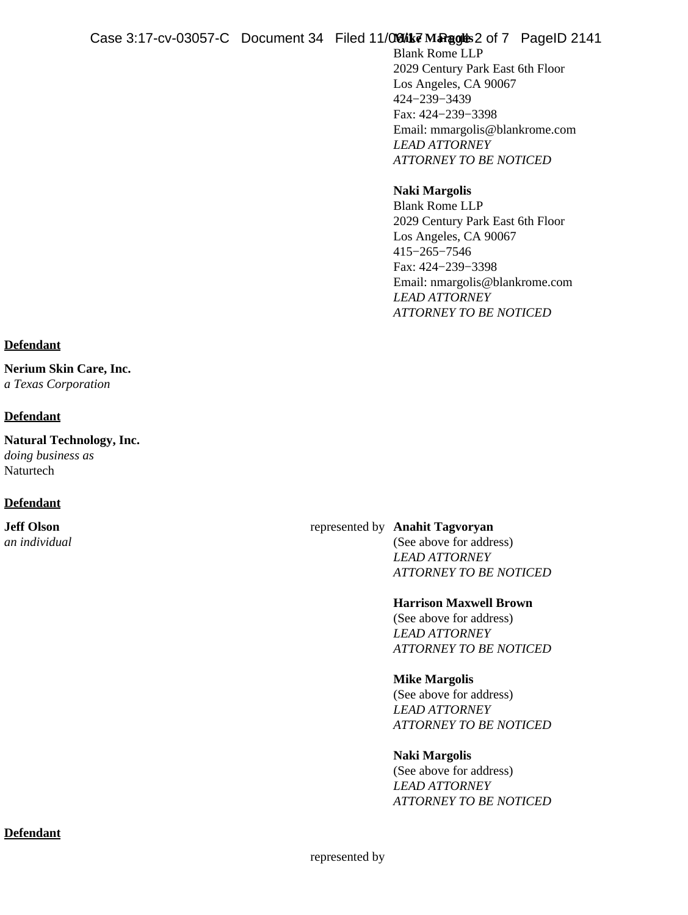**Mike Margolis**
Blank Rome LLP
2029 Century Park East 6th Floor
Los Angeles, CA 90067
424−239−3439
Fax: 424−239−3398
Email: mmargolis@blankrome.com
*LEAD ATTORNEY*
*ATTORNEY TO BE NOTICED*

**Naki Margolis**
Blank Rome LLP
2029 Century Park East 6th Floor
Los Angeles, CA 90067
415−265−7546
Fax: 424−239−3398
Email: nmargolis@blankrome.com
*LEAD ATTORNEY*
*ATTORNEY TO BE NOTICED*

**Defendant**

**Nerium Skin Care, Inc.**
*a Texas Corporation*

**Defendant**

**Natural Technology, Inc.**
*doing business as*
Naturtech

**Defendant**

**Jeff Olson**
*an individual*

represented by

**Anahit Tagvoryan**
(See above for address)
*LEAD ATTORNEY*
*ATTORNEY TO BE NOTICED*

**Harrison Maxwell Brown**
(See above for address)
*LEAD ATTORNEY*
*ATTORNEY TO BE NOTICED*

**Mike Margolis**
(See above for address)
*LEAD ATTORNEY*
*ATTORNEY TO BE NOTICED*

**Naki Margolis**
(See above for address)
*LEAD ATTORNEY*
*ATTORNEY TO BE NOTICED*

**Defendant**

represented by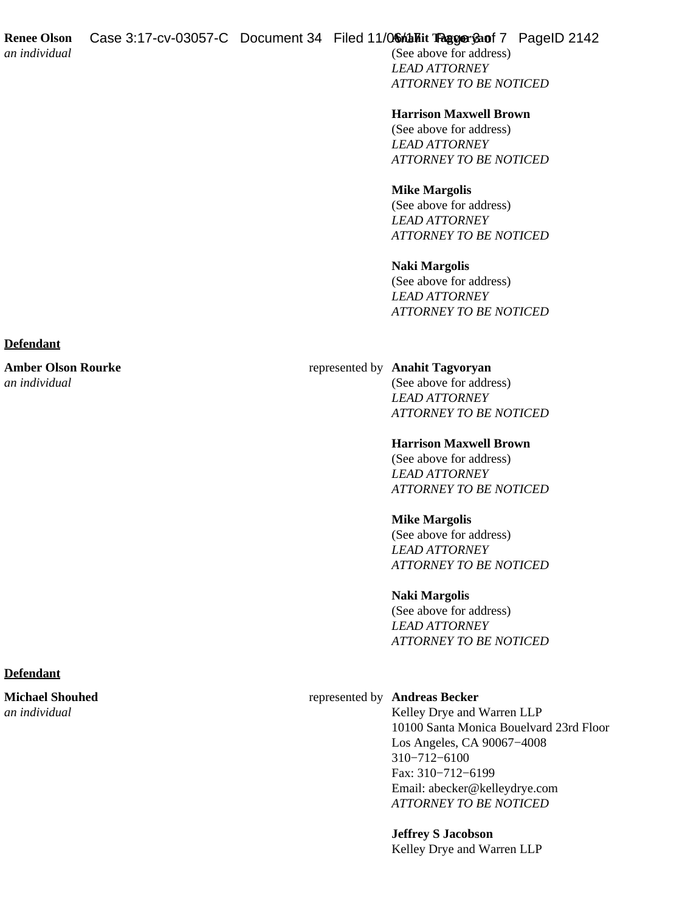**Renee Olson**
*an individual*

**Anahit Tagvoryan**
(See above for address)
*LEAD ATTORNEY*
*ATTORNEY TO BE NOTICED*

**Harrison Maxwell Brown**
(See above for address)
*LEAD ATTORNEY*
*ATTORNEY TO BE NOTICED*

**Mike Margolis**
(See above for address)
*LEAD ATTORNEY*
*ATTORNEY TO BE NOTICED*

**Naki Margolis**
(See above for address)
*LEAD ATTORNEY*
*ATTORNEY TO BE NOTICED*

**Defendant**

**Amber Olson Rourke**
*an individual*

represented by **Anahit Tagvoryan**
(See above for address)
*LEAD ATTORNEY*
*ATTORNEY TO BE NOTICED*

**Harrison Maxwell Brown**
(See above for address)
*LEAD ATTORNEY*
*ATTORNEY TO BE NOTICED*

**Mike Margolis**
(See above for address)
*LEAD ATTORNEY*
*ATTORNEY TO BE NOTICED*

**Naki Margolis**
(See above for address)
*LEAD ATTORNEY*
*ATTORNEY TO BE NOTICED*

**Defendant**

**Michael Shouhed**
*an individual*

represented by **Andreas Becker**
Kelley Drye and Warren LLP
10100 Santa Monica Bouelvard 23rd Floor
Los Angeles, CA 90067−4008
310−712−6100
Fax: 310−712−6199
Email: abecker@kelleydrye.com
*ATTORNEY TO BE NOTICED*

**Jeffrey S Jacobson**
Kelley Drye and Warren LLP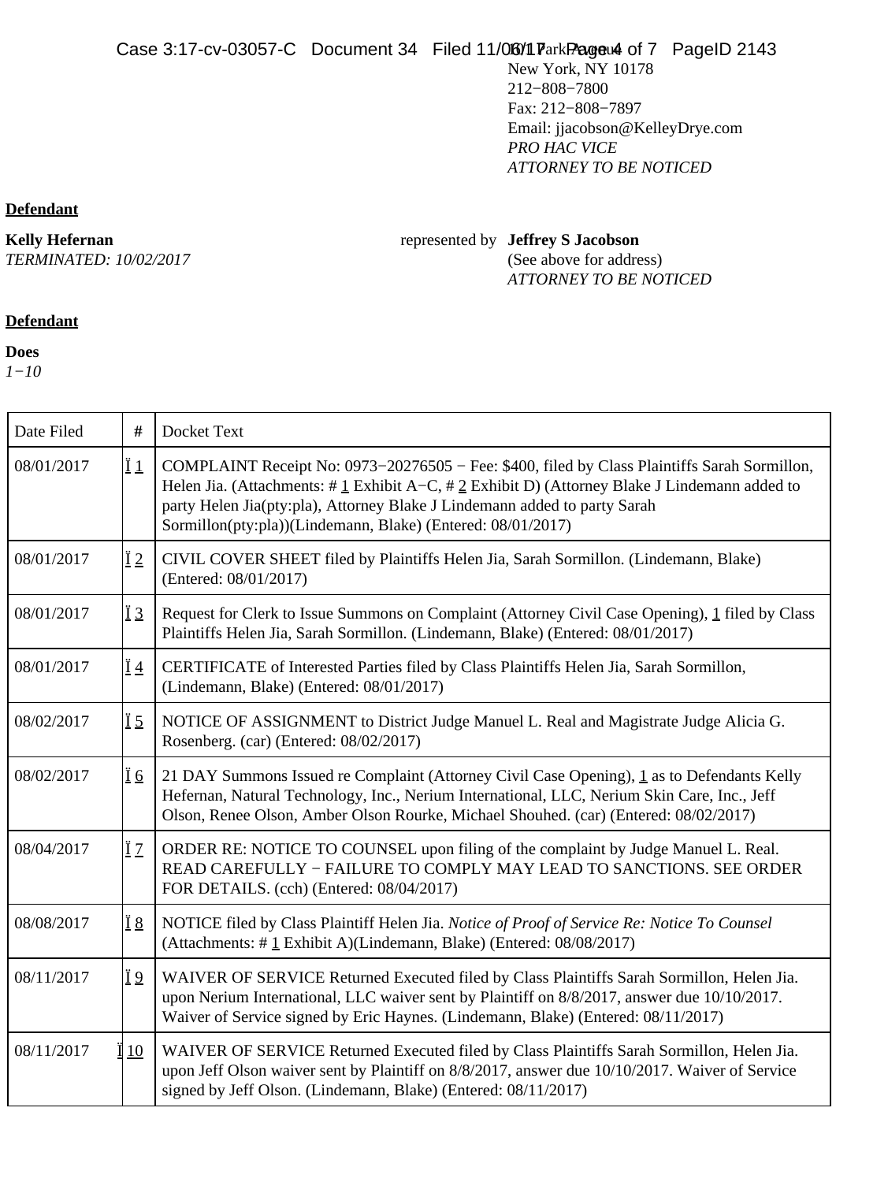101 Park Avenue
New York, NY 10178
212−808−7800
Fax: 212−808−7897
Email: jjacobson@KelleyDrye.com
*PRO HAC VICE*
*ATTORNEY TO BE NOTICED*

**Defendant**

**Kelly Hefernan**
*TERMINATED: 10/02/2017*

represented by **Jeffrey S Jacobson**
(See above for address)
*ATTORNEY TO BE NOTICED*

**Defendant**

**Does**
*1−10*

| Date Filed | # | Docket Text |
|---|---|---|
| 08/01/2017 | 1 | COMPLAINT Receipt No: 0973−20276505 − Fee: $400, filed by Class Plaintiffs Sarah Sormillon, Helen Jia. (Attachments: # 1 Exhibit A−C, # 2 Exhibit D) (Attorney Blake J Lindemann added to party Helen Jia(pty:pla), Attorney Blake J Lindemann added to party Sarah Sormillon(pty:pla))(Lindemann, Blake) (Entered: 08/01/2017) |
| 08/01/2017 | 2 | CIVIL COVER SHEET filed by Plaintiffs Helen Jia, Sarah Sormillon. (Lindemann, Blake) (Entered: 08/01/2017) |
| 08/01/2017 | 3 | Request for Clerk to Issue Summons on Complaint (Attorney Civil Case Opening), 1 filed by Class Plaintiffs Helen Jia, Sarah Sormillon. (Lindemann, Blake) (Entered: 08/01/2017) |
| 08/01/2017 | 4 | CERTIFICATE of Interested Parties filed by Class Plaintiffs Helen Jia, Sarah Sormillon, (Lindemann, Blake) (Entered: 08/01/2017) |
| 08/02/2017 | 5 | NOTICE OF ASSIGNMENT to District Judge Manuel L. Real and Magistrate Judge Alicia G. Rosenberg. (car) (Entered: 08/02/2017) |
| 08/02/2017 | 6 | 21 DAY Summons Issued re Complaint (Attorney Civil Case Opening), 1 as to Defendants Kelly Hefernan, Natural Technology, Inc., Nerium International, LLC, Nerium Skin Care, Inc., Jeff Olson, Renee Olson, Amber Olson Rourke, Michael Shouhed. (car) (Entered: 08/02/2017) |
| 08/04/2017 | 7 | ORDER RE: NOTICE TO COUNSEL upon filing of the complaint by Judge Manuel L. Real. READ CAREFULLY − FAILURE TO COMPLY MAY LEAD TO SANCTIONS. SEE ORDER FOR DETAILS. (cch) (Entered: 08/04/2017) |
| 08/08/2017 | 8 | NOTICE filed by Class Plaintiff Helen Jia. *Notice of Proof of Service Re: Notice To Counsel* (Attachments: # 1 Exhibit A)(Lindemann, Blake) (Entered: 08/08/2017) |
| 08/11/2017 | 9 | WAIVER OF SERVICE Returned Executed filed by Class Plaintiffs Sarah Sormillon, Helen Jia. upon Nerium International, LLC waiver sent by Plaintiff on 8/8/2017, answer due 10/10/2017. Waiver of Service signed by Eric Haynes. (Lindemann, Blake) (Entered: 08/11/2017) |
| 08/11/2017 | 10 | WAIVER OF SERVICE Returned Executed filed by Class Plaintiffs Sarah Sormillon, Helen Jia. upon Jeff Olson waiver sent by Plaintiff on 8/8/2017, answer due 10/10/2017. Waiver of Service signed by Jeff Olson. (Lindemann, Blake) (Entered: 08/11/2017) |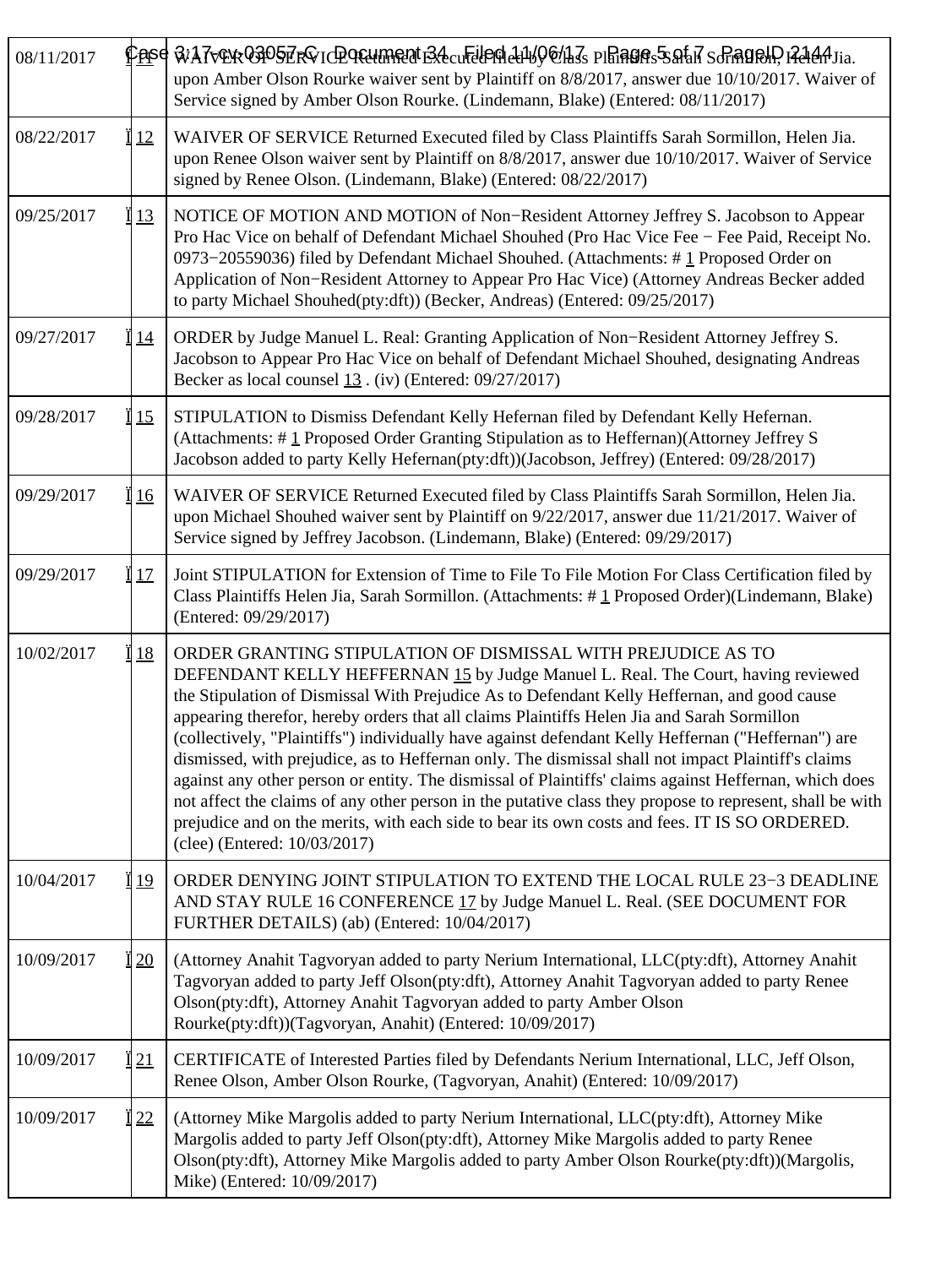| | | |
|---|---|---|
| 08/11/2017 | 11 | WAIVER OF SERVICE Returned Executed filed by Class Plaintiffs Sarah Sormillon, Helen Jia. upon Amber Olson Rourke waiver sent by Plaintiff on 8/8/2017, answer due 10/10/2017. Waiver of Service signed by Amber Olson Rourke. (Lindemann, Blake) (Entered: 08/11/2017) |
| 08/22/2017 | 12 | WAIVER OF SERVICE Returned Executed filed by Class Plaintiffs Sarah Sormillon, Helen Jia. upon Renee Olson waiver sent by Plaintiff on 8/8/2017, answer due 10/10/2017. Waiver of Service signed by Renee Olson. (Lindemann, Blake) (Entered: 08/22/2017) |
| 09/25/2017 | 13 | NOTICE OF MOTION AND MOTION of Non−Resident Attorney Jeffrey S. Jacobson to Appear Pro Hac Vice on behalf of Defendant Michael Shouhed (Pro Hac Vice Fee − Fee Paid, Receipt No. 0973−20559036) filed by Defendant Michael Shouhed. (Attachments: # 1 Proposed Order on Application of Non−Resident Attorney to Appear Pro Hac Vice) (Attorney Andreas Becker added to party Michael Shouhed(pty:dft)) (Becker, Andreas) (Entered: 09/25/2017) |
| 09/27/2017 | 14 | ORDER by Judge Manuel L. Real: Granting Application of Non−Resident Attorney Jeffrey S. Jacobson to Appear Pro Hac Vice on behalf of Defendant Michael Shouhed, designating Andreas Becker as local counsel 13 . (iv) (Entered: 09/27/2017) |
| 09/28/2017 | 15 | STIPULATION to Dismiss Defendant Kelly Hefernan filed by Defendant Kelly Hefernan. (Attachments: # 1 Proposed Order Granting Stipulation as to Heffernan)(Attorney Jeffrey S Jacobson added to party Kelly Hefernan(pty:dft))(Jacobson, Jeffrey) (Entered: 09/28/2017) |
| 09/29/2017 | 16 | WAIVER OF SERVICE Returned Executed filed by Class Plaintiffs Sarah Sormillon, Helen Jia. upon Michael Shouhed waiver sent by Plaintiff on 9/22/2017, answer due 11/21/2017. Waiver of Service signed by Jeffrey Jacobson. (Lindemann, Blake) (Entered: 09/29/2017) |
| 09/29/2017 | 17 | Joint STIPULATION for Extension of Time to File To File Motion For Class Certification filed by Class Plaintiffs Helen Jia, Sarah Sormillon. (Attachments: # 1 Proposed Order)(Lindemann, Blake) (Entered: 09/29/2017) |
| 10/02/2017 | 18 | ORDER GRANTING STIPULATION OF DISMISSAL WITH PREJUDICE AS TO DEFENDANT KELLY HEFFERNAN 15 by Judge Manuel L. Real. The Court, having reviewed the Stipulation of Dismissal With Prejudice As to Defendant Kelly Heffernan, and good cause appearing therefor, hereby orders that all claims Plaintiffs Helen Jia and Sarah Sormillon (collectively, "Plaintiffs") individually have against defendant Kelly Heffernan ("Heffernan") are dismissed, with prejudice, as to Heffernan only. The dismissal shall not impact Plaintiff's claims against any other person or entity. The dismissal of Plaintiffs' claims against Heffernan, which does not affect the claims of any other person in the putative class they propose to represent, shall be with prejudice and on the merits, with each side to bear its own costs and fees. IT IS SO ORDERED. (clee) (Entered: 10/03/2017) |
| 10/04/2017 | 19 | ORDER DENYING JOINT STIPULATION TO EXTEND THE LOCAL RULE 23−3 DEADLINE AND STAY RULE 16 CONFERENCE 17 by Judge Manuel L. Real. (SEE DOCUMENT FOR FURTHER DETAILS) (ab) (Entered: 10/04/2017) |
| 10/09/2017 | 20 | (Attorney Anahit Tagvoryan added to party Nerium International, LLC(pty:dft), Attorney Anahit Tagvoryan added to party Jeff Olson(pty:dft), Attorney Anahit Tagvoryan added to party Renee Olson(pty:dft), Attorney Anahit Tagvoryan added to party Amber Olson Rourke(pty:dft))(Tagvoryan, Anahit) (Entered: 10/09/2017) |
| 10/09/2017 | 21 | CERTIFICATE of Interested Parties filed by Defendants Nerium International, LLC, Jeff Olson, Renee Olson, Amber Olson Rourke, (Tagvoryan, Anahit) (Entered: 10/09/2017) |
| 10/09/2017 | 22 | (Attorney Mike Margolis added to party Nerium International, LLC(pty:dft), Attorney Mike Margolis added to party Jeff Olson(pty:dft), Attorney Mike Margolis added to party Renee Olson(pty:dft), Attorney Mike Margolis added to party Amber Olson Rourke(pty:dft))(Margolis, Mike) (Entered: 10/09/2017) |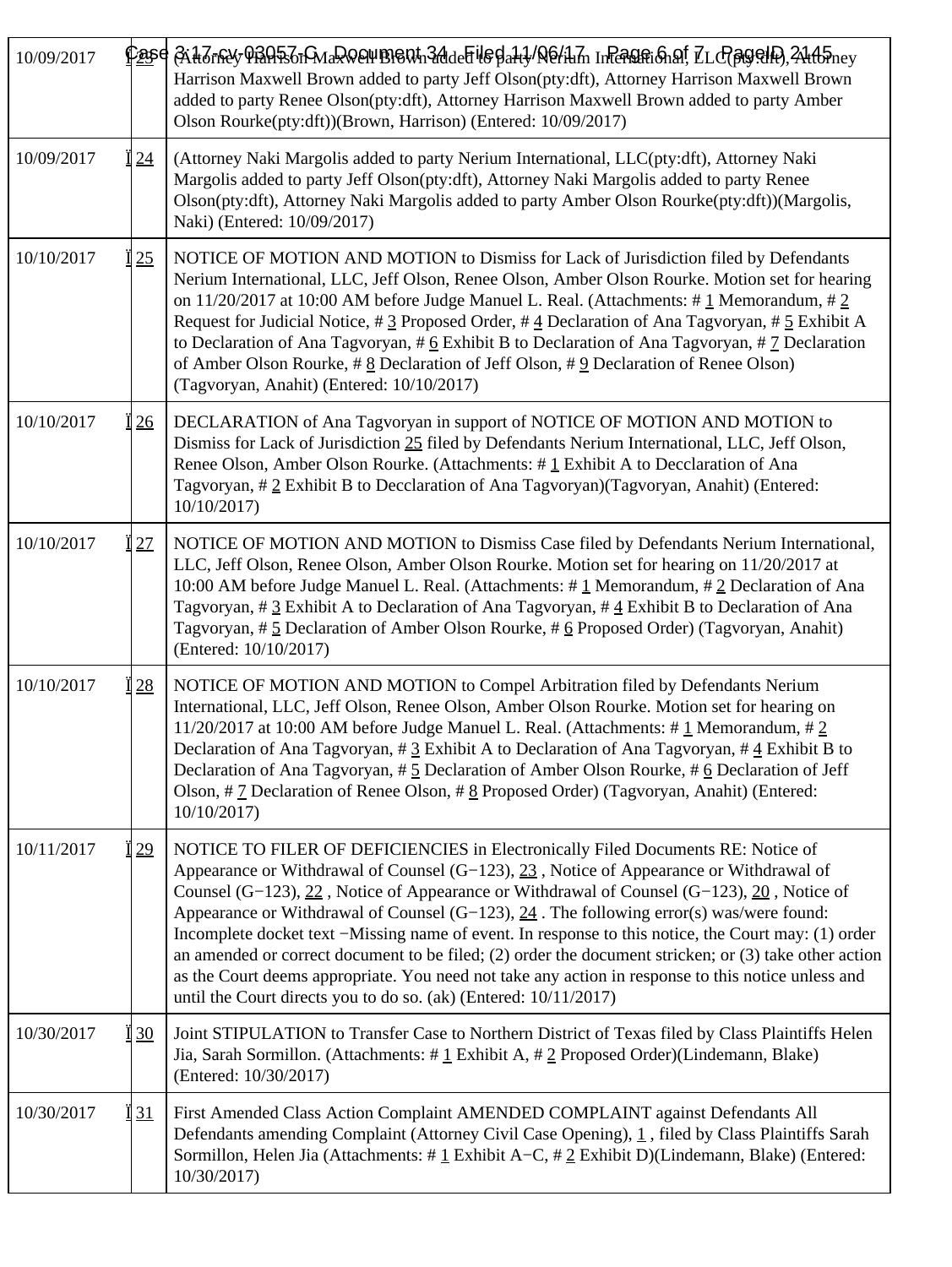| | | |
|---|---|---|
| 10/09/2017 | 23 | (Attorney Harrison Maxwell Brown added to party Nerium International, LLC(pty:dft), Attorney Harrison Maxwell Brown added to party Jeff Olson(pty:dft), Attorney Harrison Maxwell Brown added to party Renee Olson(pty:dft), Attorney Harrison Maxwell Brown added to party Amber Olson Rourke(pty:dft))(Brown, Harrison) (Entered: 10/09/2017) |
| 10/09/2017 | 24 | (Attorney Naki Margolis added to party Nerium International, LLC(pty:dft), Attorney Naki Margolis added to party Jeff Olson(pty:dft), Attorney Naki Margolis added to party Renee Olson(pty:dft), Attorney Naki Margolis added to party Amber Olson Rourke(pty:dft))(Margolis, Naki) (Entered: 10/09/2017) |
| 10/10/2017 | 25 | NOTICE OF MOTION AND MOTION to Dismiss for Lack of Jurisdiction filed by Defendants Nerium International, LLC, Jeff Olson, Renee Olson, Amber Olson Rourke. Motion set for hearing on 11/20/2017 at 10:00 AM before Judge Manuel L. Real. (Attachments: # 1 Memorandum, # 2 Request for Judicial Notice, # 3 Proposed Order, # 4 Declaration of Ana Tagvoryan, # 5 Exhibit A to Declaration of Ana Tagvoryan, # 6 Exhibit B to Declaration of Ana Tagvoryan, # 7 Declaration of Amber Olson Rourke, # 8 Declaration of Jeff Olson, # 9 Declaration of Renee Olson) (Tagvoryan, Anahit) (Entered: 10/10/2017) |
| 10/10/2017 | 26 | DECLARATION of Ana Tagvoryan in support of NOTICE OF MOTION AND MOTION to Dismiss for Lack of Jurisdiction 25 filed by Defendants Nerium International, LLC, Jeff Olson, Renee Olson, Amber Olson Rourke. (Attachments: # 1 Exhibit A to Decclaration of Ana Tagvoryan, # 2 Exhibit B to Decclaration of Ana Tagvoryan)(Tagvoryan, Anahit) (Entered: 10/10/2017) |
| 10/10/2017 | 27 | NOTICE OF MOTION AND MOTION to Dismiss Case filed by Defendants Nerium International, LLC, Jeff Olson, Renee Olson, Amber Olson Rourke. Motion set for hearing on 11/20/2017 at 10:00 AM before Judge Manuel L. Real. (Attachments: # 1 Memorandum, # 2 Declaration of Ana Tagvoryan, # 3 Exhibit A to Declaration of Ana Tagvoryan, # 4 Exhibit B to Declaration of Ana Tagvoryan, # 5 Declaration of Amber Olson Rourke, # 6 Proposed Order) (Tagvoryan, Anahit) (Entered: 10/10/2017) |
| 10/10/2017 | 28 | NOTICE OF MOTION AND MOTION to Compel Arbitration filed by Defendants Nerium International, LLC, Jeff Olson, Renee Olson, Amber Olson Rourke. Motion set for hearing on 11/20/2017 at 10:00 AM before Judge Manuel L. Real. (Attachments: # 1 Memorandum, # 2 Declaration of Ana Tagvoryan, # 3 Exhibit A to Declaration of Ana Tagvoryan, # 4 Exhibit B to Declaration of Ana Tagvoryan, # 5 Declaration of Amber Olson Rourke, # 6 Declaration of Jeff Olson, # 7 Declaration of Renee Olson, # 8 Proposed Order) (Tagvoryan, Anahit) (Entered: 10/10/2017) |
| 10/11/2017 | 29 | NOTICE TO FILER OF DEFICIENCIES in Electronically Filed Documents RE: Notice of Appearance or Withdrawal of Counsel (G−123), 23 , Notice of Appearance or Withdrawal of Counsel (G−123), 22 , Notice of Appearance or Withdrawal of Counsel (G−123), 20 , Notice of Appearance or Withdrawal of Counsel (G−123), 24 . The following error(s) was/were found: Incomplete docket text −Missing name of event. In response to this notice, the Court may: (1) order an amended or correct document to be filed; (2) order the document stricken; or (3) take other action as the Court deems appropriate. You need not take any action in response to this notice unless and until the Court directs you to do so. (ak) (Entered: 10/11/2017) |
| 10/30/2017 | 30 | Joint STIPULATION to Transfer Case to Northern District of Texas filed by Class Plaintiffs Helen Jia, Sarah Sormillon. (Attachments: # 1 Exhibit A, # 2 Proposed Order)(Lindemann, Blake) (Entered: 10/30/2017) |
| 10/30/2017 | 31 | First Amended Class Action Complaint AMENDED COMPLAINT against Defendants All Defendants amending Complaint (Attorney Civil Case Opening), 1 , filed by Class Plaintiffs Sarah Sormillon, Helen Jia (Attachments: # 1 Exhibit A−C, # 2 Exhibit D)(Lindemann, Blake) (Entered: 10/30/2017) |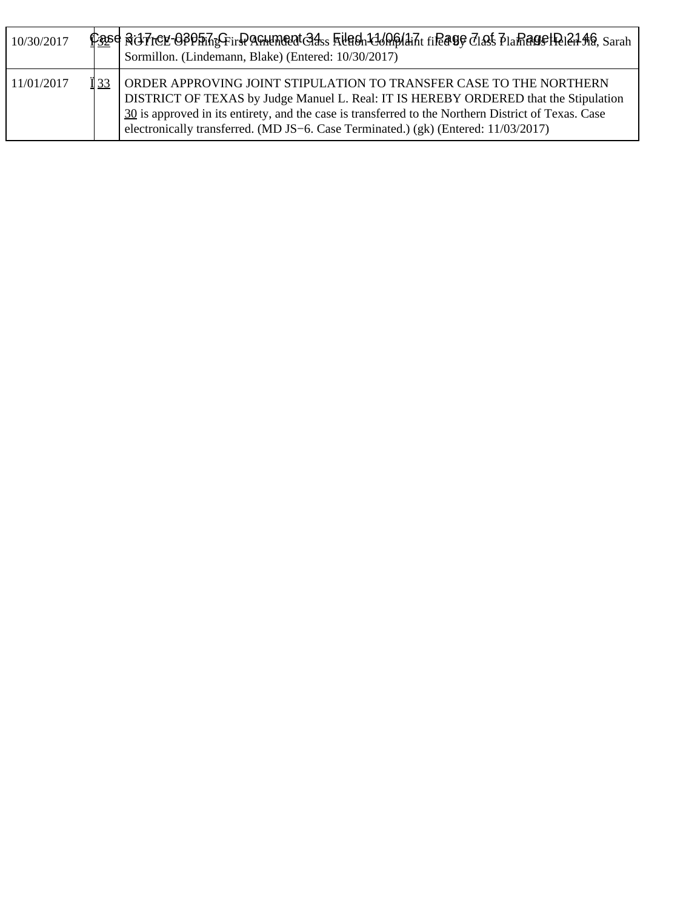| | | |
|---|---|---|
| 10/30/2017 | 32 | NOTICE OF Filing First Amended Class Action Complaint filed by Class Plaintiffs Helen Jia, Sarah Sormillon. (Lindemann, Blake) (Entered: 10/30/2017) |
| 11/01/2017 | 33 | ORDER APPROVING JOINT STIPULATION TO TRANSFER CASE TO THE NORTHERN DISTRICT OF TEXAS by Judge Manuel L. Real: IT IS HEREBY ORDERED that the Stipulation 30 is approved in its entirety, and the case is transferred to the Northern District of Texas. Case electronically transferred. (MD JS−6. Case Terminated.) (gk) (Entered: 11/03/2017) |